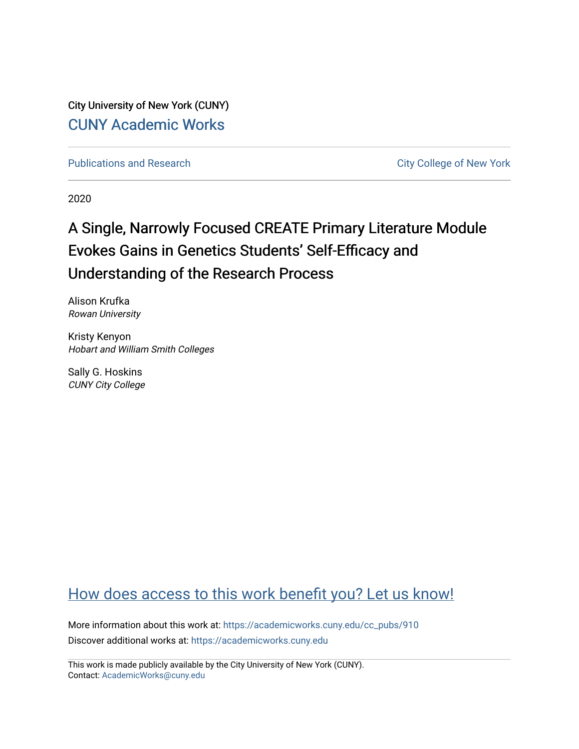City University of New York (CUNY)

CUNY Academic Works

Publications and Research

City College of New York

2020

# A Single, Narrowly Focused CREATE Primary Literature Module Evokes Gains in Genetics Students' Self-Efficacy and Understanding of the Research Process

Alison Krufka
*Rowan University*

Kristy Kenyon
*Hobart and William Smith Colleges*

Sally G. Hoskins
*CUNY City College*

How does access to this work benefit you? Let us know!

More information about this work at: https://academicworks.cuny.edu/cc_pubs/910

Discover additional works at: https://academicworks.cuny.edu

This work is made publicly available by the City University of New York (CUNY).
Contact: AcademicWorks@cuny.edu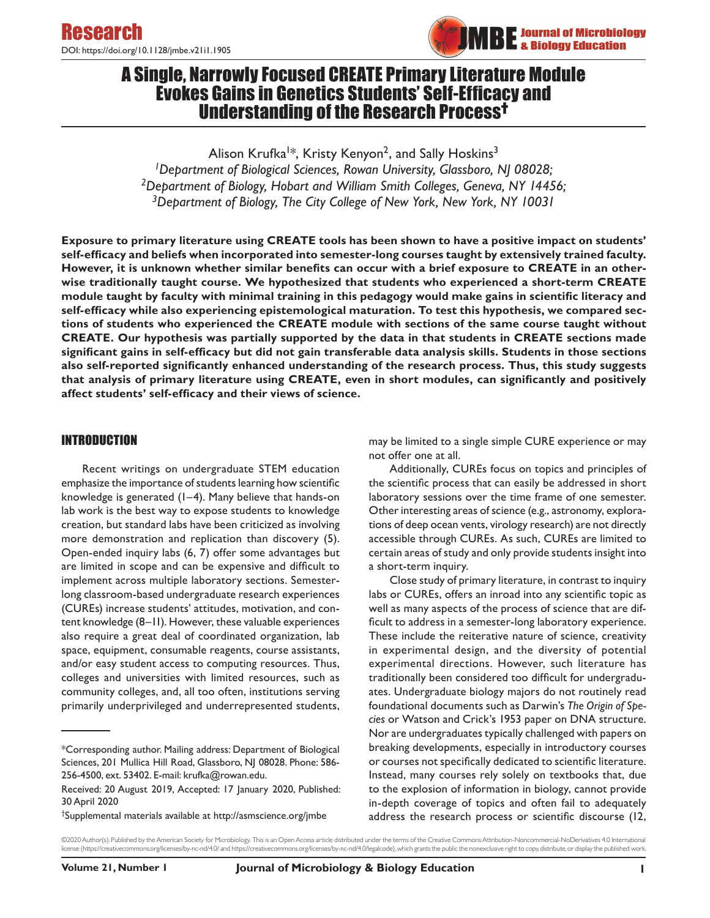# A Single, Narrowly Focused CREATE Primary Literature Module Evokes Gains in Genetics Students' Self-Efficacy and Understanding of the Research Process†

Alison Krufka[1]*, Kristy Kenyon[2], and Sally Hoskins[3]

[1]*Department of Biological Sciences, Rowan University, Glassboro, NJ 08028;*
[2]*Department of Biology, Hobart and William Smith Colleges, Geneva, NY 14456;*
[3]*Department of Biology, The City College of New York, New York, NY 10031*

**Exposure to primary literature using CREATE tools has been shown to have a positive impact on students' self-efficacy and beliefs when incorporated into semester-long courses taught by extensively trained faculty. However, it is unknown whether similar benefits can occur with a brief exposure to CREATE in an otherwise traditionally taught course. We hypothesized that students who experienced a short-term CREATE module taught by faculty with minimal training in this pedagogy would make gains in scientific literacy and self-efficacy while also experiencing epistemological maturation. To test this hypothesis, we compared sections of students who experienced the CREATE module with sections of the same course taught without CREATE. Our hypothesis was partially supported by the data in that students in CREATE sections made significant gains in self-efficacy but did not gain transferable data analysis skills. Students in those sections also self-reported significantly enhanced understanding of the research process. Thus, this study suggests that analysis of primary literature using CREATE, even in short modules, can significantly and positively affect students' self-efficacy and their views of science.**

## INTRODUCTION

Recent writings on undergraduate STEM education emphasize the importance of students learning how scientific knowledge is generated (1–4). Many believe that hands-on lab work is the best way to expose students to knowledge creation, but standard labs have been criticized as involving more demonstration and replication than discovery (5). Open-ended inquiry labs (6, 7) offer some advantages but are limited in scope and can be expensive and difficult to implement across multiple laboratory sections. Semester-long classroom-based undergraduate research experiences (CUREs) increase students' attitudes, motivation, and content knowledge (8–11). However, these valuable experiences also require a great deal of coordinated organization, lab space, equipment, consumable reagents, course assistants, and/or easy student access to computing resources. Thus, colleges and universities with limited resources, such as community colleges, and, all too often, institutions serving primarily underprivileged and underrepresented students, may be limited to a single simple CURE experience or may not offer one at all.

Additionally, CUREs focus on topics and principles of the scientific process that can easily be addressed in short laboratory sessions over the time frame of one semester. Other interesting areas of science (e.g., astronomy, explorations of deep ocean vents, virology research) are not directly accessible through CUREs. As such, CUREs are limited to certain areas of study and only provide students insight into a short-term inquiry.

Close study of primary literature, in contrast to inquiry labs or CUREs, offers an inroad into any scientific topic as well as many aspects of the process of science that are difficult to address in a semester-long laboratory experience. These include the reiterative nature of science, creativity in experimental design, and the diversity of potential experimental directions. However, such literature has traditionally been considered too difficult for undergraduates. Undergraduate biology majors do not routinely read foundational documents such as Darwin's *The Origin of Species* or Watson and Crick's 1953 paper on DNA structure. Nor are undergraduates typically challenged with papers on breaking developments, especially in introductory courses or courses not specifically dedicated to scientific literature. Instead, many courses rely solely on textbooks that, due to the explosion of information in biology, cannot provide in-depth coverage of topics and often fail to adequately address the research process or scientific discourse (12,

---

*Corresponding author. Mailing address: Department of Biological Sciences, 201 Mullica Hill Road, Glassboro, NJ 08028. Phone: 586-256-4500, ext. 53402. E-mail: krufka@rowan.edu.

Received: 20 August 2019, Accepted: 17 January 2020, Published: 30 April 2020

†Supplemental materials available at http://asmscience.org/jmbe

©2020 Author(s). Published by the American Society for Microbiology. This is an Open Access article distributed under the terms of the Creative Commons Attribution-Noncommercial-NoDerivatives 4.0 International license (https://creativecommons.org/licenses/by-nc-nd/4.0/ and https://creativecommons.org/licenses/by-nc-nd/4.0/legalcode), which grants the public the nonexclusive right to copy, distribute, or display the published work.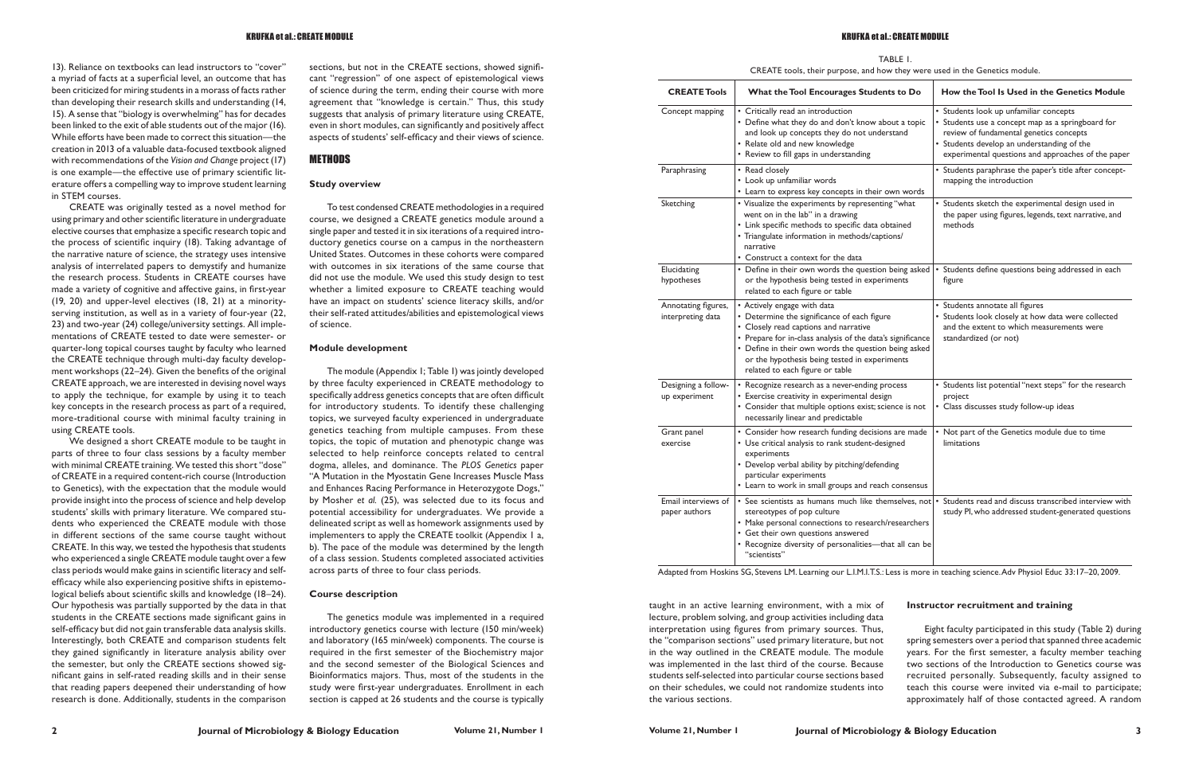13). Reliance on textbooks can lead instructors to "cover" a myriad of facts at a superficial level, an outcome that has been criticized for miring students in a morass of facts rather than developing their research skills and understanding (14, 15). A sense that "biology is overwhelming" has for decades been linked to the exit of able students out of the major (16). While efforts have been made to correct this situation—the creation in 2013 of a valuable data-focused textbook aligned with recommendations of the *Vision and Change* project (17) is one example—the effective use of primary scientific literature offers a compelling way to improve student learning in STEM courses.

CREATE was originally tested as a novel method for using primary and other scientific literature in undergraduate elective courses that emphasize a specific research topic and the process of scientific inquiry (18). Taking advantage of the narrative nature of science, the strategy uses intensive analysis of interrelated papers to demystify and humanize the research process. Students in CREATE courses have made a variety of cognitive and affective gains, in first-year (19, 20) and upper-level electives (18, 21) at a minority-serving institution, as well as in a variety of four-year (22, 23) and two-year (24) college/university settings. All implementations of CREATE tested to date were semester- or quarter-long topical courses taught by faculty who learned the CREATE technique through multi-day faculty development workshops (22–24). Given the benefits of the original CREATE approach, we are interested in devising novel ways to apply the technique, for example by using it to teach key concepts in the research process as part of a required, more-traditional course with minimal faculty training in using CREATE tools.

We designed a short CREATE module to be taught in parts of three to four class sessions by a faculty member with minimal CREATE training. We tested this short "dose" of CREATE in a required content-rich course (Introduction to Genetics), with the expectation that the module would provide insight into the process of science and help develop students' skills with primary literature. We compared students who experienced the CREATE module with those in different sections of the same course taught without CREATE. In this way, we tested the hypothesis that students who experienced a single CREATE module taught over a few class periods would make gains in scientific literacy and self-efficacy while also experiencing positive shifts in epistemological beliefs about scientific skills and knowledge (18–24). Our hypothesis was partially supported by the data in that students in the CREATE sections made significant gains in self-efficacy but did not gain transferable data analysis skills. Interestingly, both CREATE and comparison students felt they gained significantly in literature analysis ability over the semester, but only the CREATE sections showed significant gains in self-rated reading skills and in their sense that reading papers deepened their understanding of how research is done. Additionally, students in the comparison sections, but not in the CREATE sections, showed significant "regression" of one aspect of epistemological views of science during the term, ending their course with more agreement that "knowledge is certain." Thus, this study suggests that analysis of primary literature using CREATE, even in short modules, can significantly and positively affect aspects of students' self-efficacy and their views of science.

## METHODS

### Study overview

To test condensed CREATE methodologies in a required course, we designed a CREATE genetics module around a single paper and tested it in six iterations of a required introductory genetics course on a campus in the northeastern United States. Outcomes in these cohorts were compared with outcomes in six iterations of the same course that did not use the module. We used this study design to test whether a limited exposure to CREATE teaching would have an impact on students' science literacy skills, and/or their self-rated attitudes/abilities and epistemological views of science.

### Module development

The module (Appendix 1; Table 1) was jointly developed by three faculty experienced in CREATE methodology to specifically address genetics concepts that are often difficult for introductory students. To identify these challenging topics, we surveyed faculty experienced in undergraduate genetics teaching from multiple campuses. From these topics, the topic of mutation and phenotypic change was selected to help reinforce concepts related to central dogma, alleles, and dominance. The *PLOS Genetics* paper "A Mutation in the Myostatin Gene Increases Muscle Mass and Enhances Racing Performance in Heterozygote Dogs," by Mosher *et al.* (25), was selected due to its focus and potential accessibility for undergraduates. We provide a delineated script as well as homework assignments used by implementers to apply the CREATE toolkit (Appendix 1 a, b). The pace of the module was determined by the length of a class session. Students completed associated activities across parts of three to four class periods.

### Course description

The genetics module was implemented in a required introductory genetics course with lecture (150 min/week) and laboratory (165 min/week) components. The course is required in the first semester of the Biochemistry major and the second semester of the Biological Sciences and Bioinformatics majors. Thus, most of the students in the study were first-year undergraduates. Enrollment in each section is capped at 26 students and the course is typically taught in an active learning environment, with a mix of lecture, problem solving, and group activities including data interpretation using figures from primary sources. Thus, the "comparison sections" used primary literature, but not in the way outlined in the CREATE module. The module was implemented in the last third of the course. Because students self-selected into particular course sections based on their schedules, we could not randomize students into the various sections.

TABLE 1.
CREATE tools, their purpose, and how they were used in the Genetics module.

| CREATE Tools | What the Tool Encourages Students to Do | How the Tool Is Used in the Genetics Module |
|---|---|---|
| Concept mapping | • Critically read an introduction<br>• Define what they do and don't know about a topic and look up concepts they do not understand<br>• Relate old and new knowledge<br>• Review to fill gaps in understanding | • Students look up unfamiliar concepts<br>• Students use a concept map as a springboard for review of fundamental genetics concepts<br>• Students develop an understanding of the experimental questions and approaches of the paper |
| Paraphrasing | • Read closely<br>• Look up unfamiliar words<br>• Learn to express key concepts in their own words | • Students paraphrase the paper's title after concept-mapping the introduction |
| Sketching | • Visualize the experiments by representing "what went on in the lab" in a drawing<br>• Link specific methods to specific data obtained<br>• Triangulate information in methods/captions/narrative<br>• Construct a context for the data | • Students sketch the experimental design used in the paper using figures, legends, text narrative, and methods |
| Elucidating hypotheses | • Define in their own words the question being asked or the hypothesis being tested in experiments related to each figure or table | • Students define questions being addressed in each figure |
| Annotating figures, interpreting data | • Actively engage with data<br>• Determine the significance of each figure<br>• Closely read captions and narrative<br>• Prepare for in-class analysis of the data's significance<br>• Define in their own words the question being asked or the hypothesis being tested in experiments related to each figure or table | • Students annotate all figures<br>• Students look closely at how data were collected and the extent to which measurements were standardized (or not) |
| Designing a follow-up experiment | • Recognize research as a never-ending process<br>• Exercise creativity in experimental design<br>• Consider that multiple options exist; science is not necessarily linear and predictable | • Students list potential "next steps" for the research project<br>• Class discusses study follow-up ideas |
| Grant panel exercise | • Consider how research funding decisions are made<br>• Use critical analysis to rank student-designed experiments<br>• Develop verbal ability by pitching/defending particular experiments<br>• Learn to work in small groups and reach consensus | • Not part of the Genetics module due to time limitations |
| Email interviews of paper authors | • See scientists as humans much like themselves, not stereotypes of pop culture<br>• Make personal connections to research/researchers<br>• Get their own questions answered<br>• Recognize diversity of personalities—that all can be "scientists" | • Students read and discuss transcribed interview with study PI, who addressed student-generated questions |

Adapted from Hoskins SG, Stevens LM. Learning our L.I.M.I.T.S.: Less is more in teaching science. Adv Physiol Educ 33:17–20, 2009.

### Instructor recruitment and training

Eight faculty participated in this study (Table 2) during spring semesters over a period that spanned three academic years. For the first semester, a faculty member teaching two sections of the Introduction to Genetics course was recruited personally. Subsequently, faculty assigned to teach this course were invited via e-mail to participate; approximately half of those contacted agreed. A random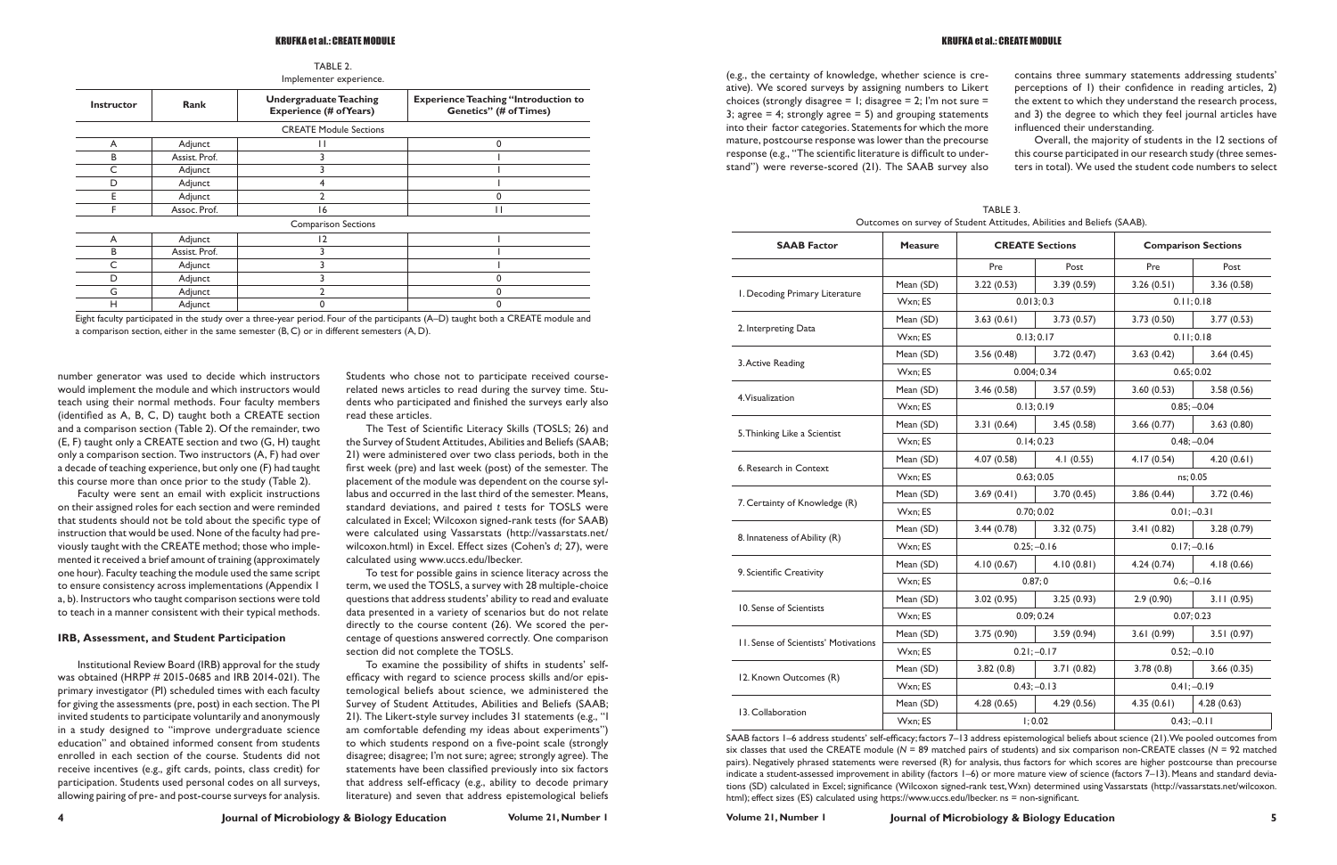TABLE 2.
Implementer experience.

| Instructor | Rank | Undergraduate Teaching Experience (# of Years) | Experience Teaching "Introduction to Genetics" (# of Times) |
|---|---|---|---|
| CREATE Module Sections | | | |
| A | Adjunct | 11 | 0 |
| B | Assist. Prof. | 3 | 1 |
| C | Adjunct | 3 | 1 |
| D | Adjunct | 4 | 1 |
| E | Adjunct | 2 | 0 |
| F | Assoc. Prof. | 16 | 11 |
| Comparison Sections | | | |
| A | Adjunct | 12 | 1 |
| B | Assist. Prof. | 3 | 1 |
| C | Adjunct | 3 | 1 |
| D | Adjunct | 3 | 0 |
| G | Adjunct | 2 | 0 |
| H | Adjunct | 0 | 0 |

Eight faculty participated in the study over a three-year period. Four of the participants (A–D) taught both a CREATE module and a comparison section, either in the same semester (B, C) or in different semesters (A, D).

number generator was used to decide which instructors would implement the module and which instructors would teach using their normal methods. Four faculty members (identified as A, B, C, D) taught both a CREATE section and a comparison section (Table 2). Of the remainder, two (E, F) taught only a CREATE section and two (G, H) taught only a comparison section. Two instructors (A, F) had over a decade of teaching experience, but only one (F) had taught this course more than once prior to the study (Table 2).

Faculty were sent an email with explicit instructions on their assigned roles for each section and were reminded that students should not be told about the specific type of instruction that would be used. None of the faculty had previously taught with the CREATE method; those who implemented it received a brief amount of training (approximately one hour). Faculty teaching the module used the same script to ensure consistency across implementations (Appendix 1 a, b). Instructors who taught comparison sections were told to teach in a manner consistent with their typical methods.

### IRB, Assessment, and Student Participation

Institutional Review Board (IRB) approval for the study was obtained (HRPP # 2015-0685 and IRB 2014-021). The primary investigator (PI) scheduled times with each faculty for giving the assessments (pre, post) in each section. The PI invited students to participate voluntarily and anonymously in a study designed to "improve undergraduate science education" and obtained informed consent from students enrolled in each section of the course. Students did not receive incentives (e.g., gift cards, points, class credit) for participation. Students used personal codes on all surveys, allowing pairing of pre- and post-course surveys for analysis. Students who chose not to participate received course-related news articles to read during the survey time. Students who participated and finished the surveys early also read these articles.

The Test of Scientific Literacy Skills (TOSLS; 26) and the Survey of Student Attitudes, Abilities and Beliefs (SAAB; 21) were administered over two class periods, both in the first week (pre) and last week (post) of the semester. The placement of the module was dependent on the course syllabus and occurred in the last third of the semester. Means, standard deviations, and paired *t* tests for TOSLS were calculated in Excel; Wilcoxon signed-rank tests (for SAAB) were calculated using Vassarstats (http://vassarstats.net/wilcoxon.html) in Excel. Effect sizes (Cohen's *d*; 27), were calculated using www.uccs.edu/lbecker.

To test for possible gains in science literacy across the term, we used the TOSLS, a survey with 28 multiple-choice questions that address students' ability to read and evaluate data presented in a variety of scenarios but do not relate directly to the course content (26). We scored the percentage of questions answered correctly. One comparison section did not complete the TOSLS.

To examine the possibility of shifts in students' self-efficacy with regard to science process skills and/or epistemological beliefs about science, we administered the Survey of Student Attitudes, Abilities and Beliefs (SAAB; 21). The Likert-style survey includes 31 statements (e.g., "I am comfortable defending my ideas about experiments") to which students respond on a five-point scale (strongly disagree; disagree; I'm not sure; agree; strongly agree). The statements have been classified previously into six factors that address self-efficacy (e.g., ability to decode primary literature) and seven that address epistemological beliefs (e.g., the certainty of knowledge, whether science is creative). We scored surveys by assigning numbers to Likert choices (strongly disagree = 1; disagree = 2; I'm not sure = 3; agree = 4; strongly agree = 5) and grouping statements into their factor categories. Statements for which the more mature, postcourse response was lower than the precourse response (e.g., "The scientific literature is difficult to understand") were reverse-scored (21). The SAAB survey also contains three summary statements addressing students' perceptions of 1) their confidence in reading articles, 2) the extent to which they understand the research process, and 3) the degree to which they feel journal articles have influenced their understanding.

Overall, the majority of students in the 12 sections of this course participated in our research study (three semesters in total). We used the student code numbers to select

TABLE 3.
Outcomes on survey of Student Attitudes, Abilities and Beliefs (SAAB).

| SAAB Factor | Measure | CREATE Sections | | Comparison Sections | |
|---|---|---|---|---|---|
| | | Pre | Post | Pre | Post |
| 1. Decoding Primary Literature | Mean (SD) | 3.22 (0.53) | 3.39 (0.59) | 3.26 (0.51) | 3.36 (0.58) |
| | Wxn; ES | 0.013; 0.3 | | 0.11; 0.18 | |
| 2. Interpreting Data | Mean (SD) | 3.63 (0.61) | 3.73 (0.57) | 3.73 (0.50) | 3.77 (0.53) |
| | Wxn; ES | 0.13; 0.17 | | 0.11; 0.18 | |
| 3. Active Reading | Mean (SD) | 3.56 (0.48) | 3.72 (0.47) | 3.63 (0.42) | 3.64 (0.45) |
| | Wxn; ES | 0.004; 0.34 | | 0.65; 0.02 | |
| 4. Visualization | Mean (SD) | 3.46 (0.58) | 3.57 (0.59) | 3.60 (0.53) | 3.58 (0.56) |
| | Wxn; ES | 0.13; 0.19 | | 0.85; –0.04 | |
| 5. Thinking Like a Scientist | Mean (SD) | 3.31 (0.64) | 3.45 (0.58) | 3.66 (0.77) | 3.63 (0.80) |
| | Wxn; ES | 0.14; 0.23 | | 0.48; –0.04 | |
| 6. Research in Context | Mean (SD) | 4.07 (0.58) | 4.1 (0.55) | 4.17 (0.54) | 4.20 (0.61) |
| | Wxn; ES | 0.63; 0.05 | | ns; 0.05 | |
| 7. Certainty of Knowledge (R) | Mean (SD) | 3.69 (0.41) | 3.70 (0.45) | 3.86 (0.44) | 3.72 (0.46) |
| | Wxn; ES | 0.70; 0.02 | | 0.01; –0.31 | |
| 8. Innateness of Ability (R) | Mean (SD) | 3.44 (0.78) | 3.32 (0.75) | 3.41 (0.82) | 3.28 (0.79) |
| | Wxn; ES | 0.25; –0.16 | | 0.17; –0.16 | |
| 9. Scientific Creativity | Mean (SD) | 4.10 (0.67) | 4.10 (0.81) | 4.24 (0.74) | 4.18 (0.66) |
| | Wxn; ES | 0.87; 0 | | 0.6; –0.16 | |
| 10. Sense of Scientists | Mean (SD) | 3.02 (0.95) | 3.25 (0.93) | 2.9 (0.90) | 3.11 (0.95) |
| | Wxn; ES | 0.09; 0.24 | | 0.07; 0.23 | |
| 11. Sense of Scientists' Motivations | Mean (SD) | 3.75 (0.90) | 3.59 (0.94) | 3.61 (0.99) | 3.51 (0.97) |
| | Wxn; ES | 0.21; –0.17 | | 0.52; –0.10 | |
| 12. Known Outcomes (R) | Mean (SD) | 3.82 (0.8) | 3.71 (0.82) | 3.78 (0.8) | 3.66 (0.35) |
| | Wxn; ES | 0.43; –0.13 | | 0.41; –0.19 | |
| 13. Collaboration | Mean (SD) | 4.28 (0.65) | 4.29 (0.56) | 4.35 (0.61) | 4.28 (0.63) |
| | Wxn; ES | 1; 0.02 | | 0.43; –0.11 | |

SAAB factors 1–6 address students' self-efficacy; factors 7–13 address epistemological beliefs about science (21). We pooled outcomes from six classes that used the CREATE module (*N* = 89 matched pairs of students) and six comparison non-CREATE classes (*N* = 92 matched pairs). Negatively phrased statements were reversed (R) for analysis, thus factors for which scores are higher postcourse than precourse indicate a student-assessed improvement in ability (factors 1–6) or more mature view of science (factors 7–13). Means and standard deviations (SD) calculated in Excel; significance (Wilcoxon signed-rank test, Wxn) determined using Vassarstats (http://vassarstats.net/wilcoxon.html); effect sizes (ES) calculated using https://www.uccs.edu/lbecker. ns = non-significant.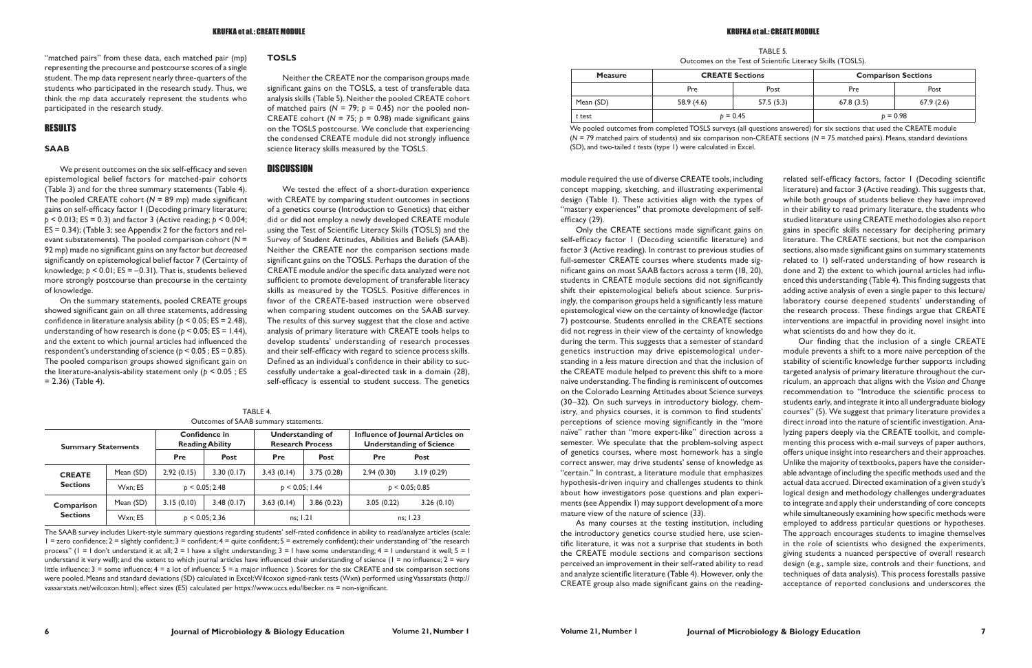"matched pairs" from these data, each matched pair (mp) representing the precourse and postcourse scores of a single student. The mp data represent nearly three-quarters of the students who participated in the research study. Thus, we think the mp data accurately represent the students who participated in the research study.

## RESULTS

### SAAB

We present outcomes on the six self-efficacy and seven epistemological belief factors for matched-pair cohorts (Table 3) and for the three summary statements (Table 4). The pooled CREATE cohort ($N$ = 89 mp) made significant gains on self-efficacy factor 1 (Decoding primary literature; $p < 0.013$; ES = 0.3) and factor 3 (Active reading; $p < 0.004$; ES = 0.34); (Table 3; see Appendix 2 for the factors and relevant substatements). The pooled comparison cohort ($N$ = 92 mp) made no significant gains on any factor but *decreased* significantly on epistemological belief factor 7 (Certainty of knowledge; $p < 0.01$; ES = –0.31). That is, students believed more strongly postcourse than precourse in the certainty of knowledge.

On the summary statements, pooled CREATE groups showed significant gain on all three statements, addressing confidence in literature analysis ability ($p < 0.05$; ES = 2.48), understanding of how research is done ($p < 0.05$; ES = 1.44), and the extent to which journal articles had influenced the respondent's understanding of science ($p < 0.05$ ; ES = 0.85). The pooled comparison groups showed significant gain on the literature-analysis-ability statement only ($p < 0.05$ ; ES = 2.36) (Table 4).

TABLE 4.
Outcomes of SAAB summary statements.

| Summary Statements | | Confidence in Reading Ability | | Understanding of Research Process | | Influence of Journal Articles on Understanding of Science | |
|---|---|---|---|---|---|---|---|
| | | Pre | Post | Pre | Post | Pre | Post |
| CREATE Sections | Mean (SD) | 2.92 (0.15) | 3.30 (0.17) | 3.43 (0.14) | 3.75 (0.28) | 2.94 (0.30) | 3.19 (0.29) |
| | Wxn; ES | $p < 0.05$; 2.48 | | $p < 0.05$; 1.44 | | $p < 0.05$; 0.85 | |
| Comparison Sections | Mean (SD) | 3.15 (0.10) | 3.48 (0.17) | 3.63 (0.14) | 3.86 (0.23) | 3.05 (0.22) | 3.26 (0.10) |
| | Wxn; ES | $p < 0.05$; 2.36 | | ns; 1.21 | | ns; 1.23 | |

The SAAB survey includes Likert-style summary questions regarding students' self-rated confidence in ability to read/analyze articles (scale: 1 = zero confidence; 2 = slightly confident; 3 = confident; 4 = quite confident; 5 = extremely confident); their understanding of "the research process" (1 = I don't understand it at all; 2 = I have a slight understanding; 3 = I have some understanding; 4 = I understand it well; 5 = I understand it very well); and the extent to which journal articles have influenced their understanding of science (1 = no influence; 2 = very little influence; 3 = some influence; 4 = a lot of influence; 5 = a major influence ). Scores for the six CREATE and six comparison sections were pooled. Means and standard deviations (SD) calculated in Excel; Wilcoxon signed-rank tests (Wxn) performed using Vassarstats (http://vassarstats.net/wilcoxon.html); effect sizes (ES) calculated per https://www.uccs.edu/lbecker. ns = non-significant.

### TOSLS

Neither the CREATE nor the comparison groups made significant gains on the TOSLS, a test of transferable data analysis skills (Table 5). Neither the pooled CREATE cohort of matched pairs ($N$ = 79; $p$ = 0.45) nor the pooled non-CREATE cohort ($N$ = 75; $p$ = 0.98) made significant gains on the TOSLS postcourse. We conclude that experiencing the condensed CREATE module did not strongly influence science literacy skills measured by the TOSLS.

## DISCUSSION

We tested the effect of a short-duration experience with CREATE by comparing student outcomes in sections of a genetics course (Introduction to Genetics) that either did or did not employ a newly developed CREATE module using the Test of Scientific Literacy Skills (TOSLS) and the Survey of Student Attitudes, Abilities and Beliefs (SAAB). Neither the CREATE nor the comparison sections made significant gains on the TOSLS. Perhaps the duration of the CREATE module and/or the specific data analyzed were not sufficient to promote development of transferable literacy skills as measured by the TOSLS. Positive differences in favor of the CREATE-based instruction were observed when comparing student outcomes on the SAAB survey. The results of this survey suggest that the close and active analysis of primary literature with CREATE tools helps to develop students' understanding of research processes and their self-efficacy with regard to science process skills. Defined as an individual's confidence in their ability to successfully undertake a goal-directed task in a domain (28), self-efficacy is essential to student success. The genetics module required the use of diverse CREATE tools, including concept mapping, sketching, and illustrating experimental design (Table 1). These activities align with the types of "mastery experiences" that promote development of self-efficacy (29).

TABLE 5.
Outcomes on the Test of Scientific Literacy Skills (TOSLS).

| Measure | CREATE Sections | | Comparison Sections | |
|---|---|---|---|---|
| | Pre | Post | Pre | Post |
| Mean (SD) | 58.9 (4.6) | 57.5 (5.3) | 67.8 (3.5) | 67.9 (2.6) |
| t test | $p$ = 0.45 | | $p$ = 0.98 | |

We pooled outcomes from completed TOSLS surveys (all questions answered) for six sections that used the CREATE module ($N$ = 79 matched pairs of students) and six comparison non-CREATE sections ($N$ = 75 matched pairs). Means, standard deviations (SD), and two-tailed $t$ tests (type 1) were calculated in Excel.

Only the CREATE sections made significant gains on self-efficacy factor 1 (Decoding scientific literature) and factor 3 (Active reading). In contrast to previous studies of full-semester CREATE courses where students made significant gains on most SAAB factors across a term (18, 20), students in CREATE module sections did not significantly shift their epistemological beliefs about science. Surprisingly, the comparison groups held a significantly less mature epistemological view on the certainty of knowledge (factor 7) postcourse. Students enrolled in the CREATE sections did not regress in their view of the certainty of knowledge during the term. This suggests that a semester of standard genetics instruction may drive epistemological understanding in a *less* mature direction and that the inclusion of the CREATE module helped to prevent this shift to a more naive understanding. The finding is reminiscent of outcomes on the Colorado Learning Attitudes about Science surveys (30–32). On such surveys in introductory biology, chemistry, and physics courses, it is common to find students' perceptions of science moving significantly in the "more naïve" rather than "more expert-like" direction across a semester. We speculate that the problem-solving aspect of genetics courses, where most homework has a single correct answer, may drive students' sense of knowledge as "certain." In contrast, a literature module that emphasizes hypothesis-driven inquiry and challenges students to think about how investigators pose questions and plan experiments (see Appendix 1) may support development of a more mature view of the nature of science (33).

As many courses at the testing institution, including the introductory genetics course studied here, use scientific literature, it was not a surprise that students in both the CREATE module sections and comparison sections perceived an improvement in their self-rated ability to read and analyze scientific literature (Table 4). However, only the CREATE group also made significant gains on the reading-related self-efficacy factors, factor 1 (Decoding scientific literature) and factor 3 (Active reading). This suggests that, while both groups of students believe they have improved in their ability to read primary literature, the students who studied literature using CREATE methodologies also report gains in specific skills necessary for deciphering primary literature. The CREATE sections, but not the comparison sections, also made significant gains on summary statements related to 1) self-rated understanding of how research is done and 2) the extent to which journal articles had influenced this understanding (Table 4). This finding suggests that adding active analysis of even a single paper to this lecture/laboratory course deepened students' understanding of the research process. These findings argue that CREATE interventions are impactful in providing novel insight into what scientists do and how they do it.

Our finding that the inclusion of a single CREATE module prevents a shift to a more naive perception of the stability of scientific knowledge further supports including targeted analysis of primary literature throughout the curriculum, an approach that aligns with the *Vision and Change* recommendation to "Introduce the scientific process to students early, and integrate it into all undergraduate biology courses" (5). We suggest that primary literature provides a direct inroad into the nature of scientific investigation. Analyzing papers deeply via the CREATE toolkit, and complementing this process with e-mail surveys of paper authors, offers unique insight into researchers and their approaches. Unlike the majority of textbooks, papers have the considerable advantage of including the specific methods used and the actual data accrued. Directed examination of a given study's logical design and methodology challenges undergraduates to integrate and apply their understanding of core concepts while simultaneously examining how specific methods were employed to address particular questions or hypotheses. The approach encourages students to imagine themselves in the role of scientists who designed the experiments, giving students a nuanced perspective of overall research design (e.g., sample size, controls and their functions, and techniques of data analysis). This process forestalls passive acceptance of reported conclusions and underscores the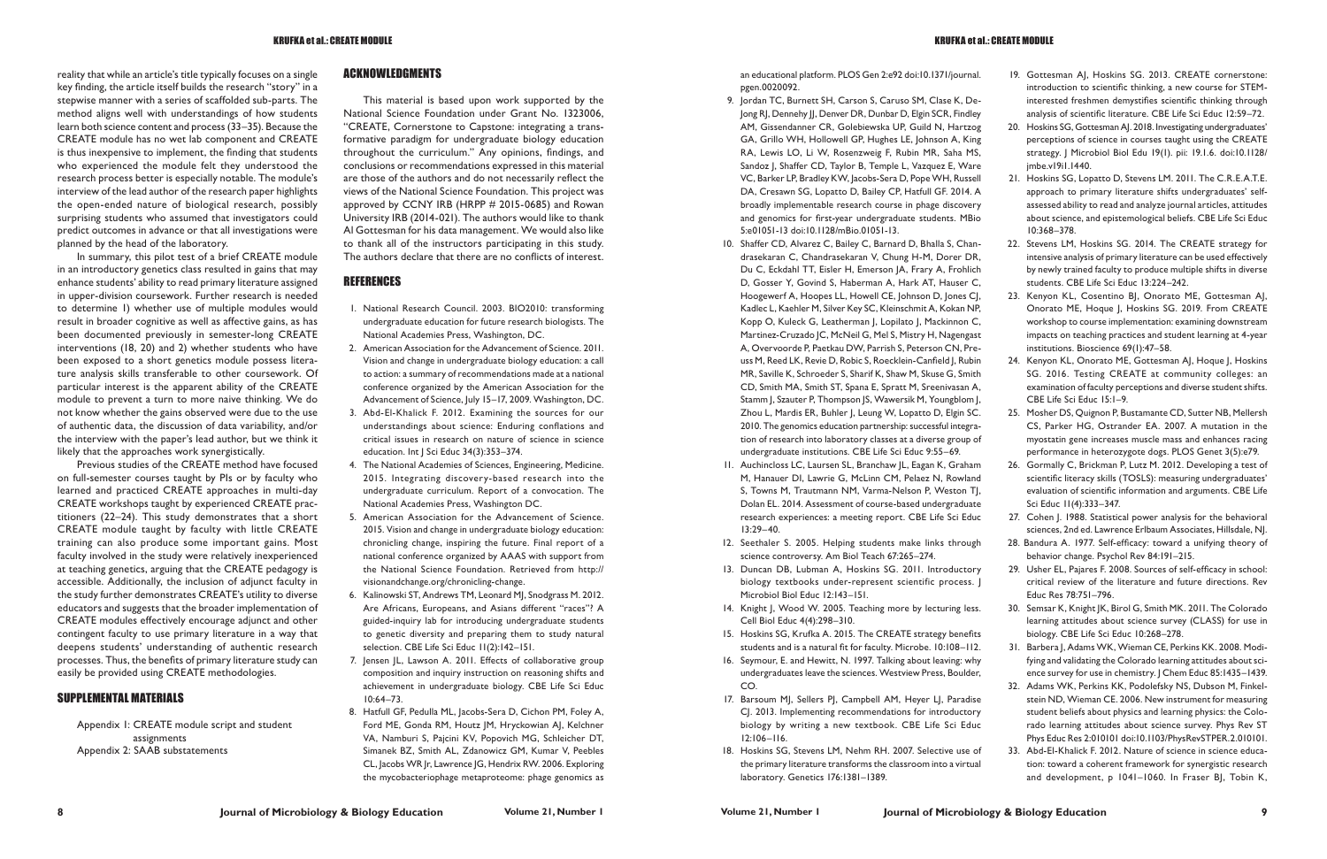reality that while an article's title typically focuses on a single key finding, the article itself builds the research "story" in a stepwise manner with a series of scaffolded sub-parts. The method aligns well with understandings of how students learn both science content and process (33–35). Because the CREATE module has no wet lab component and CREATE is thus inexpensive to implement, the finding that students who experienced the module felt they understood the research process better is especially notable. The module's interview of the lead author of the research paper highlights the open-ended nature of biological research, possibly surprising students who assumed that investigators could predict outcomes in advance or that all investigations were planned by the head of the laboratory.

In summary, this pilot test of a brief CREATE module in an introductory genetics class resulted in gains that may enhance students' ability to read primary literature assigned in upper-division coursework. Further research is needed to determine 1) whether use of multiple modules would result in broader cognitive as well as affective gains, as has been documented previously in semester-long CREATE interventions (18, 20) and 2) whether students who have been exposed to a short genetics module possess literature analysis skills transferable to other coursework. Of particular interest is the apparent ability of the CREATE module to prevent a turn to more naive thinking. We do not know whether the gains observed were due to the use of authentic data, the discussion of data variability, and/or the interview with the paper's lead author, but we think it likely that the approaches work synergistically.

Previous studies of the CREATE method have focused on full-semester courses taught by PIs or by faculty who learned and practiced CREATE approaches in multi-day CREATE workshops taught by experienced CREATE practitioners (22–24). This study demonstrates that a short CREATE module taught by faculty with little CREATE training can also produce some important gains. Most faculty involved in the study were relatively inexperienced at teaching genetics, arguing that the CREATE pedagogy is accessible. Additionally, the inclusion of adjunct faculty in the study further demonstrates CREATE's utility to diverse educators and suggests that the broader implementation of CREATE modules effectively encourage adjunct and other contingent faculty to use primary literature in a way that deepens students' understanding of authentic research processes. Thus, the benefits of primary literature study can easily be provided using CREATE methodologies.

## SUPPLEMENTAL MATERIALS

Appendix 1: CREATE module script and student assignments
Appendix 2: SAAB substatements

## ACKNOWLEDGMENTS

This material is based upon work supported by the National Science Foundation under Grant No. 1323006, "CREATE, Cornerstone to Capstone: integrating a transformative paradigm for undergraduate biology education throughout the curriculum." Any opinions, findings, and conclusions or recommendations expressed in this material are those of the authors and do not necessarily reflect the views of the National Science Foundation. This project was approved by CCNY IRB (HRPP # 2015-0685) and Rowan University IRB (2014-021). The authors would like to thank Al Gottesman for his data management. We would also like to thank all of the instructors participating in this study. The authors declare that there are no conflicts of interest.

## REFERENCES

1. National Research Council. 2003. BIO2010: transforming undergraduate education for future research biologists. The National Academies Press, Washington, DC.
2. American Association for the Advancement of Science. 2011. Vision and change in undergraduate biology education: a call to action: a summary of recommendations made at a national conference organized by the American Association for the Advancement of Science, July 15–17, 2009. Washington, DC.
3. Abd-El-Khalick F. 2012. Examining the sources for our understandings about science: Enduring conflations and critical issues in research on nature of science in science education. Int J Sci Educ 34(3):353–374.
4. The National Academies of Sciences, Engineering, Medicine. 2015. Integrating discovery-based research into the undergraduate curriculum. Report of a convocation. The National Academies Press, Washington DC.
5. American Association for the Advancement of Science. 2015. Vision and change in undergraduate biology education: chronicling change, inspiring the future. Final report of a national conference organized by AAAS with support from the National Science Foundation. Retrieved from http://visionandchange.org/chronicling-change.
6. Kalinowski ST, Andrews TM, Leonard MJ, Snodgrass M. 2012. Are Africans, Europeans, and Asians different "races"? A guided-inquiry lab for introducing undergraduate students to genetic diversity and preparing them to study natural selection. CBE Life Sci Educ 11(2):142–151.
7. Jensen JL, Lawson A. 2011. Effects of collaborative group composition and inquiry instruction on reasoning shifts and achievement in undergraduate biology. CBE Life Sci Educ 10:64–73.
8. Hatfull GF, Pedulla ML, Jacobs-Sera D, Cichon PM, Foley A, Ford ME, Gonda RM, Houtz JM, Hryckowian AJ, Kelchner VA, Namburi S, Pajcini KV, Popovich MG, Schleicher DT, Simanek BZ, Smith AL, Zdanowicz GM, Kumar V, Peebles CL, Jacobs WR Jr, Lawrence JG, Hendrix RW. 2006. Exploring the mycobacteriophage metaproteome: phage genomics as an educational platform. PLOS Gen 2:e92 doi:10.1371/journal.pgen.0020092.
9. Jordan TC, Burnett SH, Carson S, Caruso SM, Clase K, DeJong RJ, Dennehy JJ, Denver DR, Dunbar D, Elgin SCR, Findley AM, Gissendanner CR, Golebiewska UP, Guild N, Hartzog GA, Grillo WH, Hollowell GP, Hughes LE, Johnson A, King RA, Lewis LO, Li W, Rosenzweig F, Rubin MR, Saha MS, Sandoz J, Shaffer CD, Taylor B, Temple L, Vazquez E, Ware VC, Barker LP, Bradley KW, Jacobs-Sera D, Pope WH, Russell DA, Cresawn SG, Lopatto D, Bailey CP, Hatfull GF. 2014. A broadly implementable research course in phage discovery and genomics for first-year undergraduate students. MBio 5:e01051-13 doi:10.1128/mBio.01051-13.
10. Shaffer CD, Alvarez C, Bailey C, Barnard D, Bhalla S, Chandrasekaran C, Chandrasekaran V, Chung H-M, Dorer DR, Du C, Eckdahl TT, Eisler H, Emerson JA, Frary A, Frohlich D, Gosser Y, Govind S, Haberman A, Hark AT, Hauser C, Hoogewerf A, Hoopes LL, Howell CE, Johnson D, Jones CJ, Kadlec L, Kaehler M, Silver Key SC, Kleinschmit A, Kokan NP, Kopp O, Kuleck G, Leatherman J, Lopilato J, Mackinnon C, Martinez-Cruzado JC, McNeil G, Mel S, Mistry H, Nagengast A, Overvoorde P, Paetkau DW, Parrish S, Peterson CN, Preuss M, Reed LK, Revie D, Robic S, Roecklein-Canfield J, Rubin MR, Saville K, Schroeder S, Sharif K, Shaw M, Skuse G, Smith CD, Smith MA, Smith ST, Spana E, Spratt M, Sreenivasan A, Stamm J, Szauter P, Thompson JS, Wawersik M, Youngblom J, Zhou L, Mardis ER, Buhler J, Leung W, Lopatto D, Elgin SC. 2010. The genomics education partnership: successful integration of research into laboratory classes at a diverse group of undergraduate institutions. CBE Life Sci Educ 9:55–69.
11. Auchincloss LC, Laursen SL, Branchaw JL, Eagan K, Graham M, Hanauer DI, Lawrie G, McLinn CM, Pelaez N, Rowland S, Towns M, Trautmann NM, Varma-Nelson P, Weston TJ, Dolan EL. 2014. Assessment of course-based undergraduate research experiences: a meeting report. CBE Life Sci Educ 13:29–40.
12. Seethaler S. 2005. Helping students make links through science controversy. Am Biol Teach 67:265–274.
13. Duncan DB, Lubman A, Hoskins SG. 2011. Introductory biology textbooks under-represent scientific process. J Microbiol Biol Educ 12:143–151.
14. Knight J, Wood W. 2005. Teaching more by lecturing less. Cell Biol Educ 4(4):298–310.
15. Hoskins SG, Krufka A. 2015. The CREATE strategy benefits students and is a natural fit for faculty. Microbe. 10:108–112.
16. Seymour, E. and Hewitt, N. 1997. Talking about leaving: why undergraduates leave the sciences. Westview Press, Boulder, CO.
17. Barsoum MJ, Sellers PJ, Campbell AM, Heyer LJ, Paradise CJ. 2013. Implementing recommendations for introductory biology by writing a new textbook. CBE Life Sci Educ 12:106–116.
18. Hoskins SG, Stevens LM, Nehm RH. 2007. Selective use of the primary literature transforms the classroom into a virtual laboratory. Genetics 176:1381–1389.
19. Gottesman AJ, Hoskins SG. 2013. CREATE cornerstone: introduction to scientific thinking, a new course for STEM-interested freshmen demystifies scientific thinking through analysis of scientific literature. CBE Life Sci Educ 12:59–72.
20. Hoskins SG, Gottesman AJ. 2018. Investigating undergraduates' perceptions of science in courses taught using the CREATE strategy. J Microbiol Biol Edu 19(1). pii: 19.1.6. doi:10.1128/jmbe.v19i1.1440.
21. Hoskins SG, Lopatto D, Stevens LM. 2011. The C.R.E.A.T.E. approach to primary literature shifts undergraduates' self-assessed ability to read and analyze journal articles, attitudes about science, and epistemological beliefs. CBE Life Sci Educ 10:368–378.
22. Stevens LM, Hoskins SG. 2014. The CREATE strategy for intensive analysis of primary literature can be used effectively by newly trained faculty to produce multiple shifts in diverse students. CBE Life Sci Educ 13:224–242.
23. Kenyon KL, Cosentino BJ, Onorato ME, Gottesman AJ, Onorato ME, Hoque J, Hoskins SG. 2019. From CREATE workshop to course implementation: examining downstream impacts on teaching practices and student learning at 4-year institutions. Bioscience 69(1):47–58.
24. Kenyon KL, Onorato ME, Gottesman AJ, Hoque J, Hoskins SG. 2016. Testing CREATE at community colleges: an examination of faculty perceptions and diverse student shifts. CBE Life Sci Educ 15:1–9.
25. Mosher DS, Quignon P, Bustamante CD, Sutter NB, Mellersh CS, Parker HG, Ostrander EA. 2007. A mutation in the myostatin gene increases muscle mass and enhances racing performance in heterozygote dogs. PLOS Genet 3(5):e79.
26. Gormally C, Brickman P, Lutz M. 2012. Developing a test of scientific literacy skills (TOSLS): measuring undergraduates' evaluation of scientific information and arguments. CBE Life Sci Educ 11(4):333–347.
27. Cohen J. 1988. Statistical power analysis for the behavioral sciences, 2nd ed. Lawrence Erlbaum Associates, Hillsdale, NJ.
28. Bandura A. 1977. Self-efficacy: toward a unifying theory of behavior change. Psychol Rev 84:191–215.
29. Usher EL, Pajares F. 2008. Sources of self-efficacy in school: critical review of the literature and future directions. Rev Educ Res 78:751–796.
30. Semsar K, Knight JK, Birol G, Smith MK. 2011. The Colorado learning attitudes about science survey (CLASS) for use in biology. CBE Life Sci Educ 10:268–278.
31. Barbera J, Adams WK, Wieman CE, Perkins KK. 2008. Modifying and validating the Colorado learning attitudes about science survey for use in chemistry. J Chem Educ 85:1435–1439.
32. Adams WK, Perkins KK, Podolefsky NS, Dubson M, Finkelstein ND, Wieman CE. 2006. New instrument for measuring student beliefs about physics and learning physics: the Colorado learning attitudes about science survey. Phys Rev ST Phys Educ Res 2:010101 doi:10.1103/PhysRevSTPER.2.010101.
33. Abd-El-Khalick F. 2012. Nature of science in science education: toward a coherent framework for synergistic research and development, p 1041–1060. In Fraser BJ, Tobin K,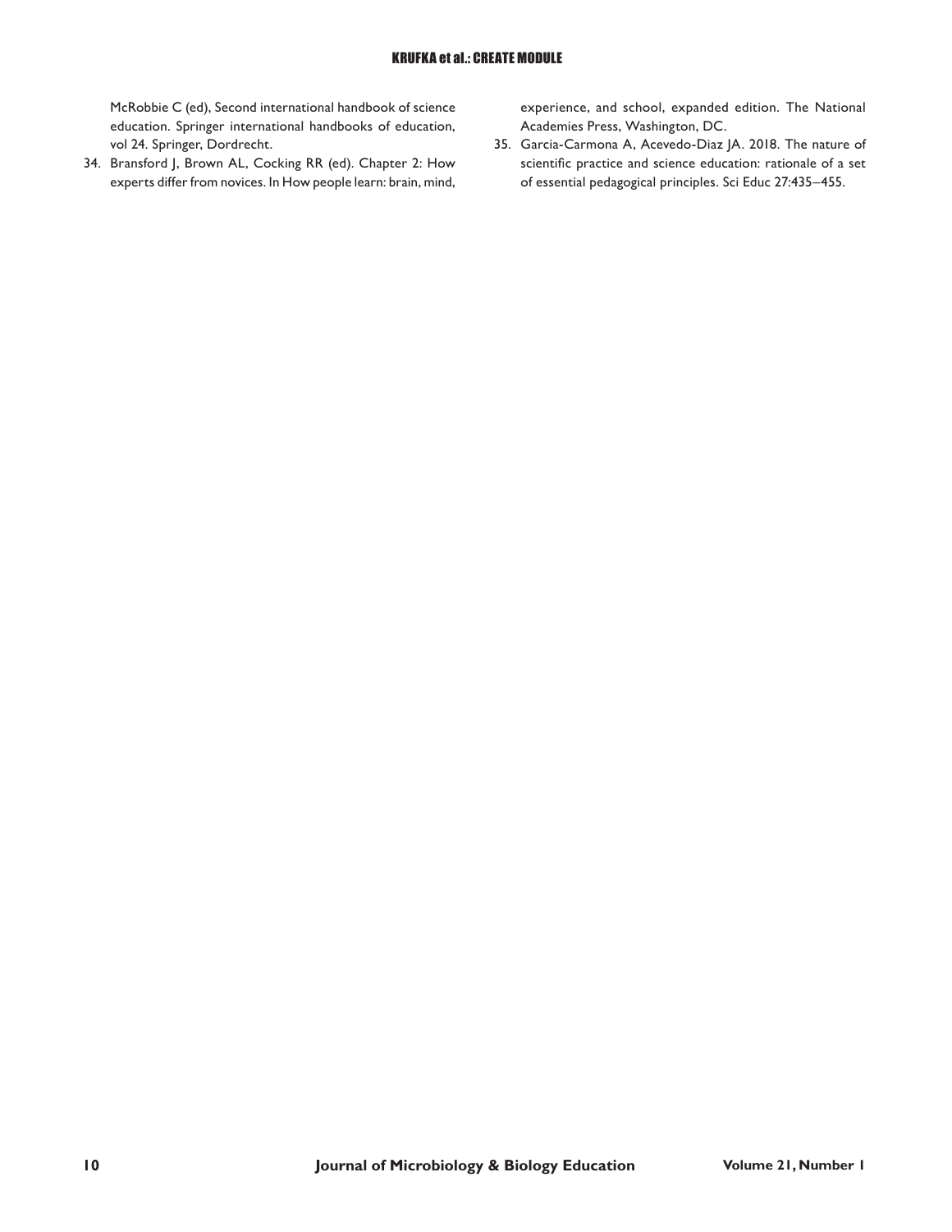McRobbie C (ed), Second international handbook of science education. Springer international handbooks of education, vol 24. Springer, Dordrecht.

34. Bransford J, Brown AL, Cocking RR (ed). Chapter 2: How experts differ from novices. In How people learn: brain, mind, experience, and school, expanded edition. The National Academies Press, Washington, DC.
35. Garcia-Carmona A, Acevedo-Diaz JA. 2018. The nature of scientific practice and science education: rationale of a set of essential pedagogical principles. Sci Educ 27:435–455.